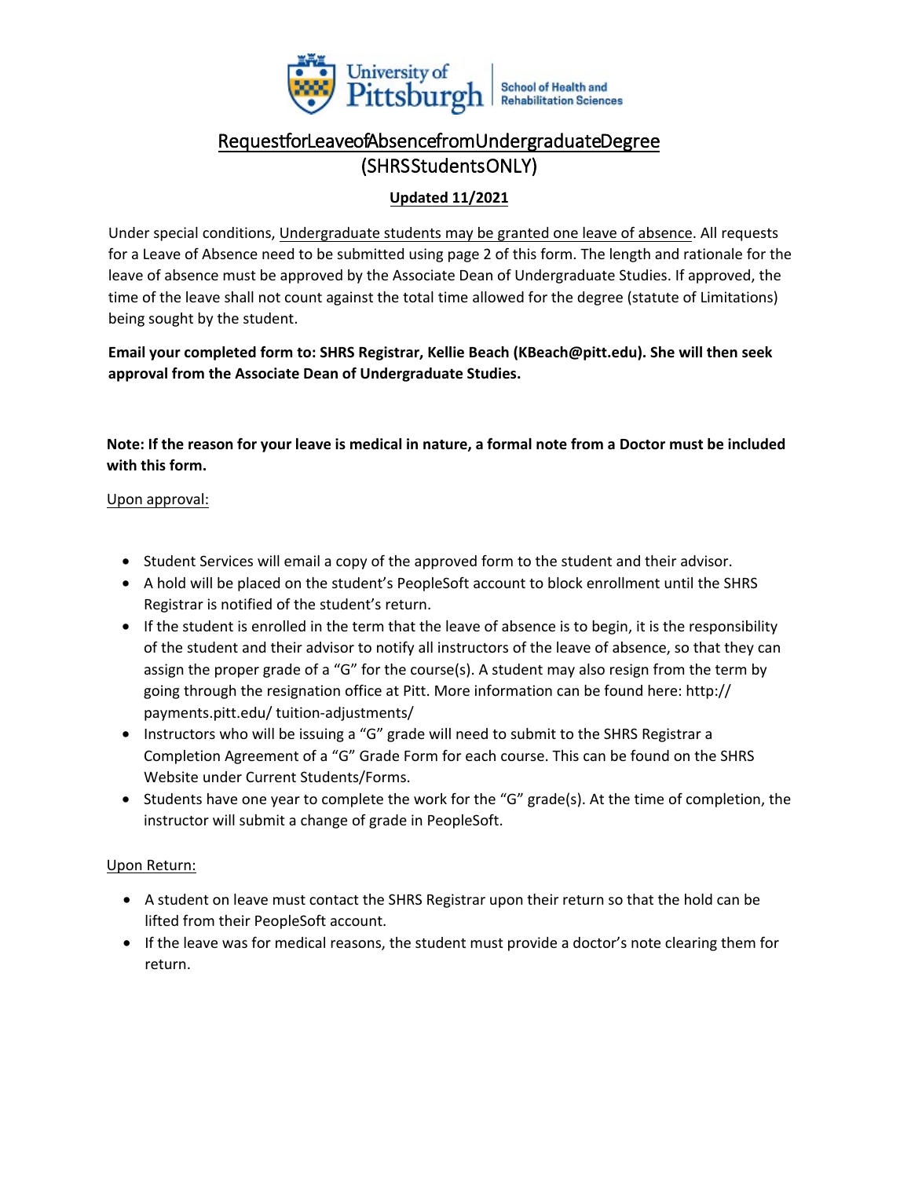# RequestforLeaveofAbsencefromUndergraduateDegree (SHRSStudentsONLY)

**Updated 11/2021**

Under special conditions, Undergraduate students may be granted one leave of absence. All requests for a Leave of Absence need to be submitted using page 2 of this form. The length and rationale for the leave of absence must be approved by the Associate Dean of Undergraduate Studies. If approved, the time of the leave shall not count against the total time allowed for the degree (statute of Limitations) being sought by the student.

**Email your completed form to: SHRS Registrar, Kellie Beach (KBeach@pitt.edu). She will then seek approval from the Associate Dean of Undergraduate Studies.**

**Note: If the reason for your leave is medical in nature, a formal note from a Doctor must be included with this form.**

Upon approval:

- Student Services will email a copy of the approved form to the student and their advisor.
- A hold will be placed on the student's PeopleSoft account to block enrollment until the SHRS Registrar is notified of the student's return.
- If the student is enrolled in the term that the leave of absence is to begin, it is the responsibility of the student and their advisor to notify all instructors of the leave of absence, so that they can assign the proper grade of a "G" for the course(s). A student may also resign from the term by going through the resignation office at Pitt. More information can be found here: http:// payments.pitt.edu/ tuition-adjustments/
- Instructors who will be issuing a "G" grade will need to submit to the SHRS Registrar a Completion Agreement of a "G" Grade Form for each course. This can be found on the SHRS Website under Current Students/Forms.
- Students have one year to complete the work for the "G" grade(s). At the time of completion, the instructor will submit a change of grade in PeopleSoft.

Upon Return:

- A student on leave must contact the SHRS Registrar upon their return so that the hold can be lifted from their PeopleSoft account.
- If the leave was for medical reasons, the student must provide a doctor's note clearing them for return.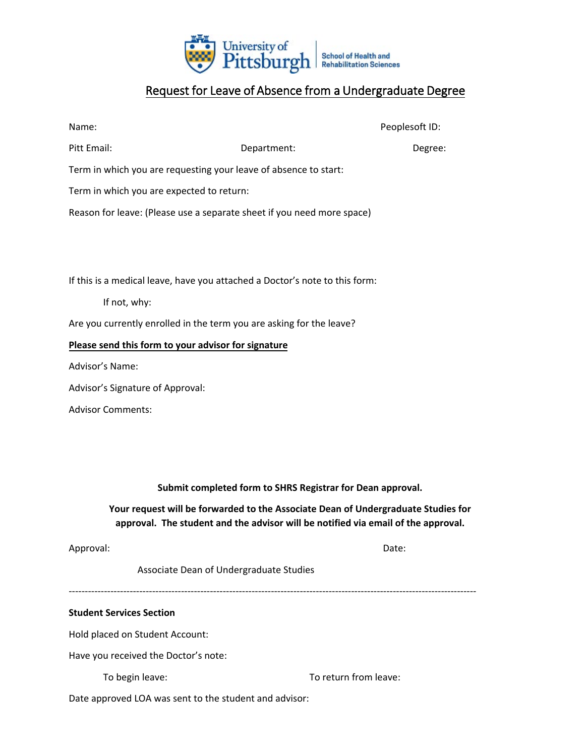University of Pittsburgh | School of Health and Rehabilitation Sciences

# Request for Leave of Absence from a Undergraduate Degree

Name: Peoplesoft ID:

Pitt Email: Department: Degree:

Term in which you are requesting your leave of absence to start:

Term in which you are expected to return:

Reason for leave: (Please use a separate sheet if you need more space)

If this is a medical leave, have you attached a Doctor's note to this form:

If not, why:

Are you currently enrolled in the term you are asking for the leave?

**Please send this form to your advisor for signature**

Advisor's Name:

Advisor's Signature of Approval:

Advisor Comments:

**Submit completed form to SHRS Registrar for Dean approval.**

**Your request will be forwarded to the Associate Dean of Undergraduate Studies for approval. The student and the advisor will be notified via email of the approval.**

Approval: Date:

Associate Dean of Undergraduate Studies

---

**Student Services Section**

Hold placed on Student Account:

Have you received the Doctor's note:

To begin leave: To return from leave:

Date approved LOA was sent to the student and advisor: